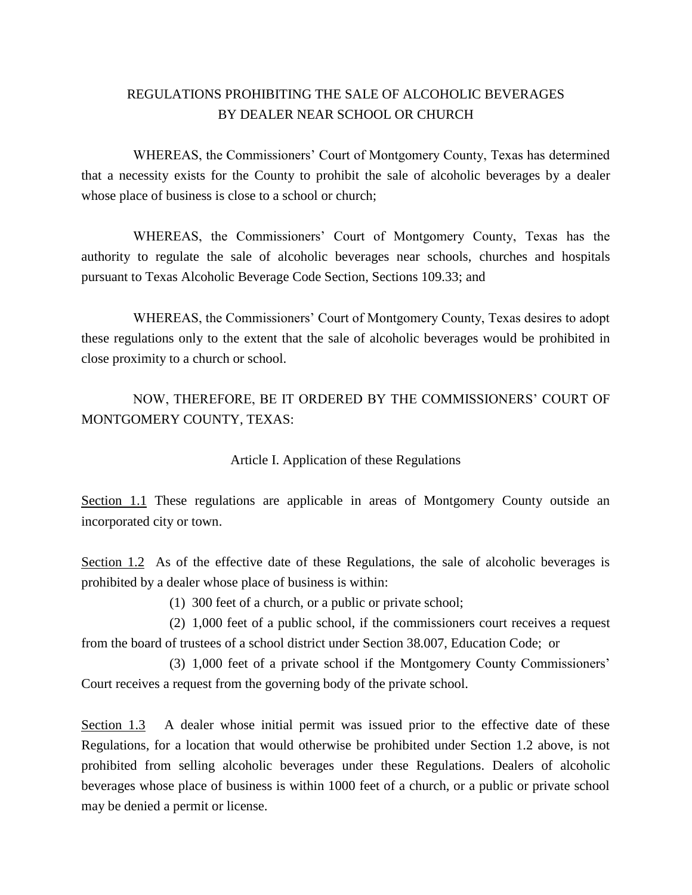# REGULATIONS PROHIBITING THE SALE OF ALCOHOLIC BEVERAGES BY DEALER NEAR SCHOOL OR CHURCH

WHEREAS, the Commissioners' Court of Montgomery County, Texas has determined that a necessity exists for the County to prohibit the sale of alcoholic beverages by a dealer whose place of business is close to a school or church;

WHEREAS, the Commissioners' Court of Montgomery County, Texas has the authority to regulate the sale of alcoholic beverages near schools, churches and hospitals pursuant to Texas Alcoholic Beverage Code Section, Sections 109.33; and

WHEREAS, the Commissioners' Court of Montgomery County, Texas desires to adopt these regulations only to the extent that the sale of alcoholic beverages would be prohibited in close proximity to a church or school.

NOW, THEREFORE, BE IT ORDERED BY THE COMMISSIONERS' COURT OF MONTGOMERY COUNTY, TEXAS:

## Article I. Application of these Regulations

Section 1.1 These regulations are applicable in areas of Montgomery County outside an incorporated city or town.

Section 1.2 As of the effective date of these Regulations, the sale of alcoholic beverages is prohibited by a dealer whose place of business is within:

(1) 300 feet of a church, or a public or private school;

(2) 1,000 feet of a public school, if the commissioners court receives a request from the board of trustees of a school district under Section 38.007, Education Code; or

(3) 1,000 feet of a private school if the Montgomery County Commissioners' Court receives a request from the governing body of the private school.

Section 1.3 A dealer whose initial permit was issued prior to the effective date of these Regulations, for a location that would otherwise be prohibited under Section 1.2 above, is not prohibited from selling alcoholic beverages under these Regulations. Dealers of alcoholic beverages whose place of business is within 1000 feet of a church, or a public or private school may be denied a permit or license.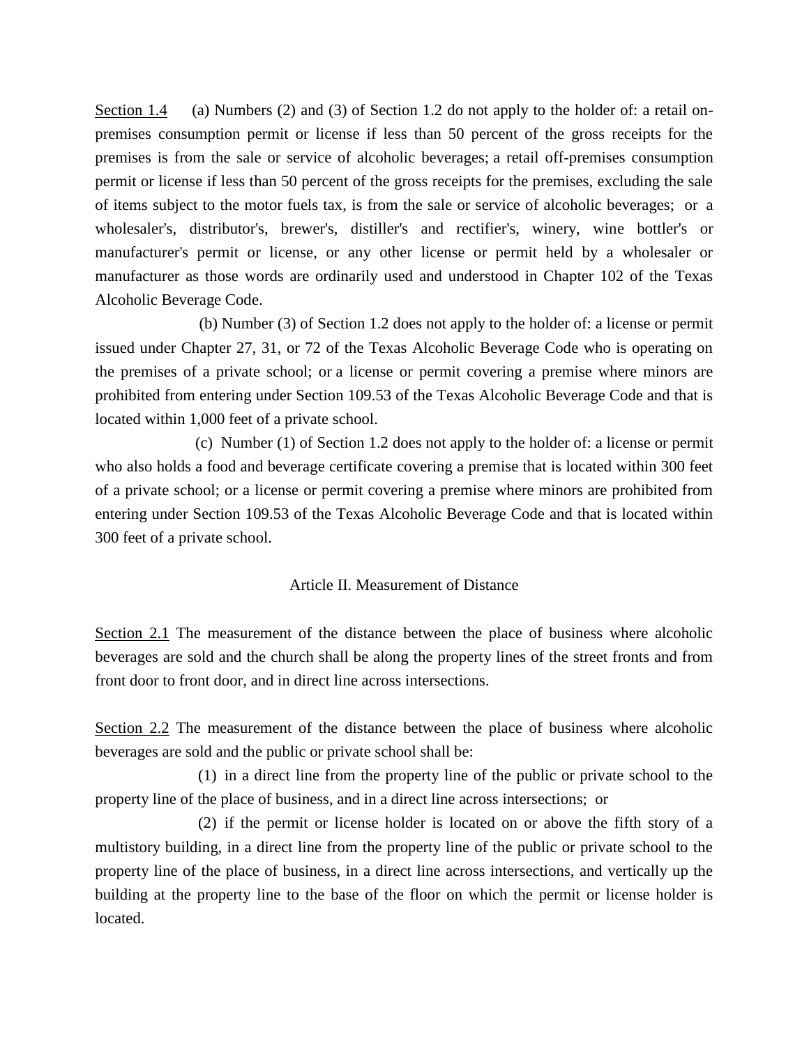Section 1.4 (a) Numbers (2) and (3) of Section 1.2 do not apply to the holder of: a retail on-premises consumption permit or license if less than 50 percent of the gross receipts for the premises is from the sale or service of alcoholic beverages; a retail off-premises consumption permit or license if less than 50 percent of the gross receipts for the premises, excluding the sale of items subject to the motor fuels tax, is from the sale or service of alcoholic beverages; or a wholesaler's, distributor's, brewer's, distiller's and rectifier's, winery, wine bottler's or manufacturer's permit or license, or any other license or permit held by a wholesaler or manufacturer as those words are ordinarily used and understood in Chapter 102 of the Texas Alcoholic Beverage Code.

(b) Number (3) of Section 1.2 does not apply to the holder of: a license or permit issued under Chapter 27, 31, or 72 of the Texas Alcoholic Beverage Code who is operating on the premises of a private school; or a license or permit covering a premise where minors are prohibited from entering under Section 109.53 of the Texas Alcoholic Beverage Code and that is located within 1,000 feet of a private school.

(c) Number (1) of Section 1.2 does not apply to the holder of: a license or permit who also holds a food and beverage certificate covering a premise that is located within 300 feet of a private school; or a license or permit covering a premise where minors are prohibited from entering under Section 109.53 of the Texas Alcoholic Beverage Code and that is located within 300 feet of a private school.

## Article II. Measurement of Distance

Section 2.1 The measurement of the distance between the place of business where alcoholic beverages are sold and the church shall be along the property lines of the street fronts and from front door to front door, and in direct line across intersections.

Section 2.2 The measurement of the distance between the place of business where alcoholic beverages are sold and the public or private school shall be:

(1) in a direct line from the property line of the public or private school to the property line of the place of business, and in a direct line across intersections; or

(2) if the permit or license holder is located on or above the fifth story of a multistory building, in a direct line from the property line of the public or private school to the property line of the place of business, in a direct line across intersections, and vertically up the building at the property line to the base of the floor on which the permit or license holder is located.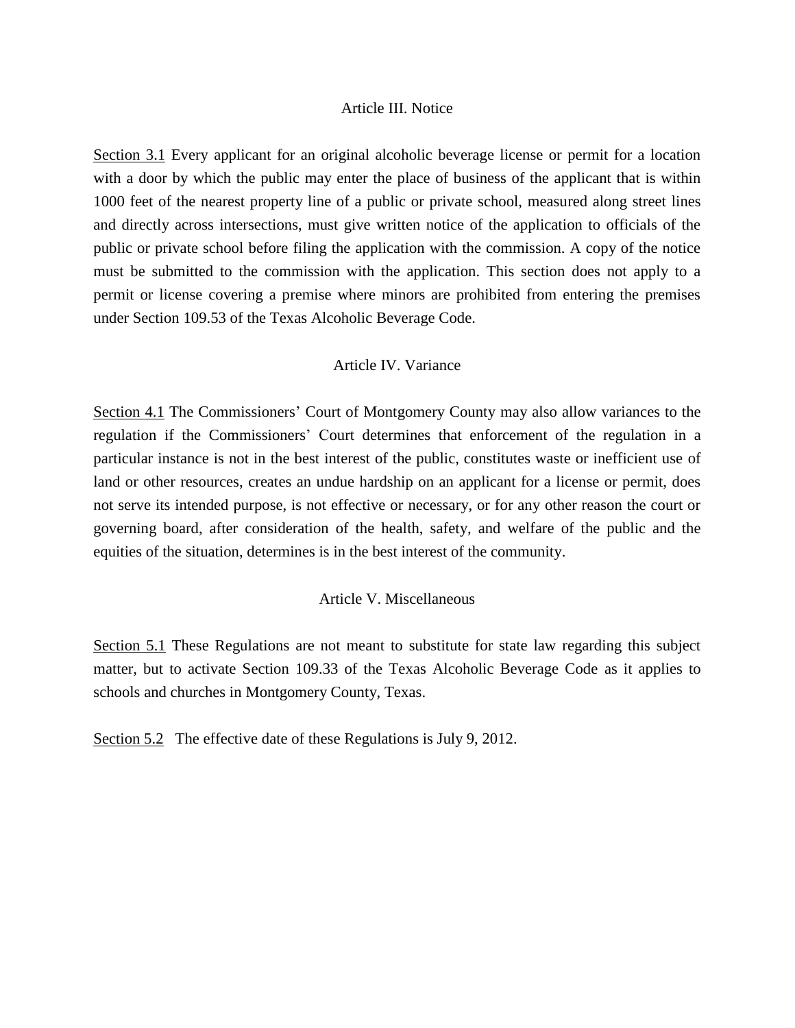## Article III. Notice

<u>Section 3.1</u> Every applicant for an original alcoholic beverage license or permit for a location with a door by which the public may enter the place of business of the applicant that is within 1000 feet of the nearest property line of a public or private school, measured along street lines and directly across intersections, must give written notice of the application to officials of the public or private school before filing the application with the commission. A copy of the notice must be submitted to the commission with the application. This section does not apply to a permit or license covering a premise where minors are prohibited from entering the premises under Section 109.53 of the Texas Alcoholic Beverage Code.

## Article IV. Variance

<u>Section 4.1</u> The Commissioners' Court of Montgomery County may also allow variances to the regulation if the Commissioners' Court determines that enforcement of the regulation in a particular instance is not in the best interest of the public, constitutes waste or inefficient use of land or other resources, creates an undue hardship on an applicant for a license or permit, does not serve its intended purpose, is not effective or necessary, or for any other reason the court or governing board, after consideration of the health, safety, and welfare of the public and the equities of the situation, determines is in the best interest of the community.

## Article V. Miscellaneous

<u>Section 5.1</u> These Regulations are not meant to substitute for state law regarding this subject matter, but to activate Section 109.33 of the Texas Alcoholic Beverage Code as it applies to schools and churches in Montgomery County, Texas.

<u>Section 5.2</u> The effective date of these Regulations is July 9, 2012.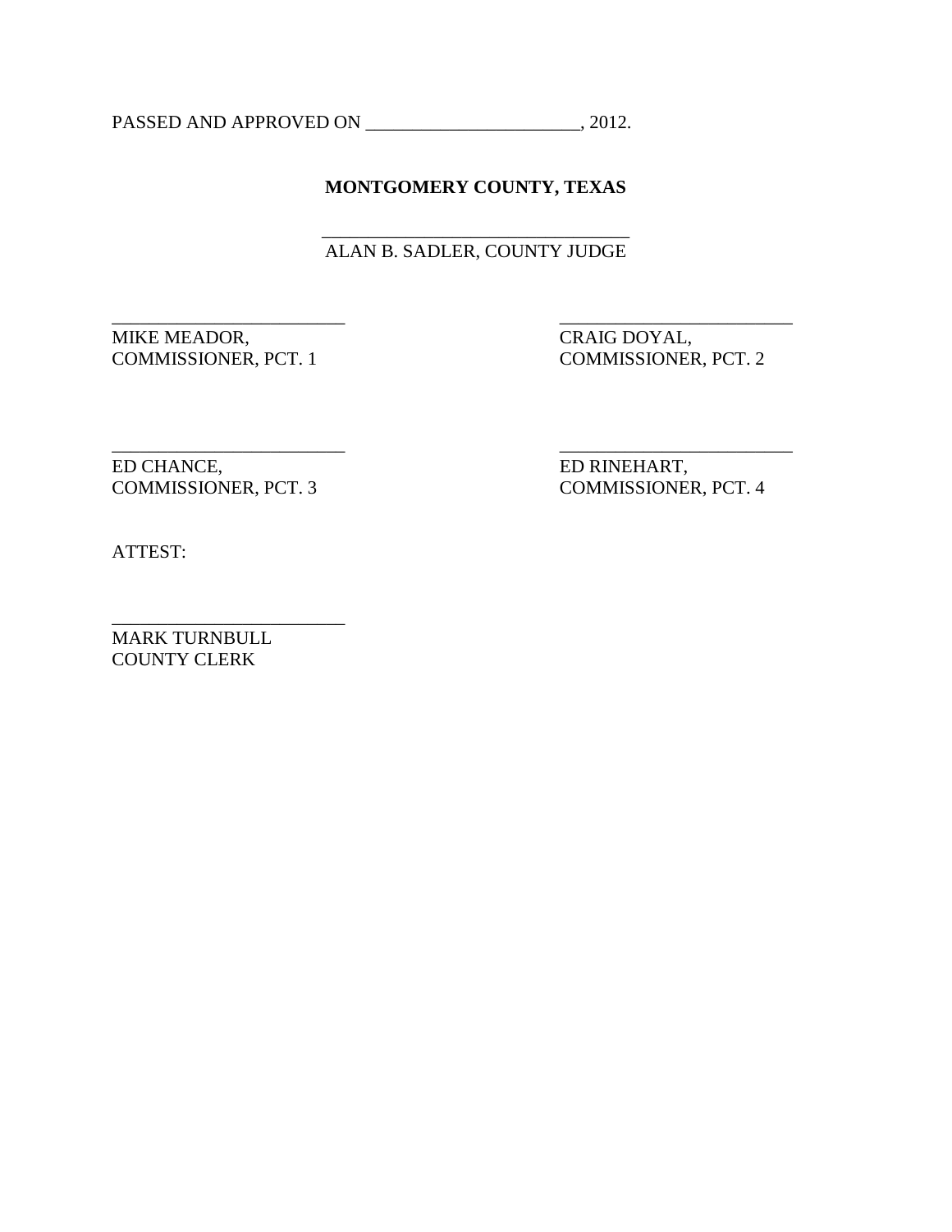PASSED AND APPROVED ON _______________________, 2012.

**MONTGOMERY COUNTY, TEXAS**

_________________________________
ALAN B. SADLER, COUNTY JUDGE

_________________________
MIKE MEADOR,
COMMISSIONER, PCT. 1

_________________________
CRAIG DOYAL,
COMMISSIONER, PCT. 2

_________________________
ED CHANCE,
COMMISSIONER, PCT. 3

_________________________
ED RINEHART,
COMMISSIONER, PCT. 4

ATTEST:

_________________________
MARK TURNBULL
COUNTY CLERK